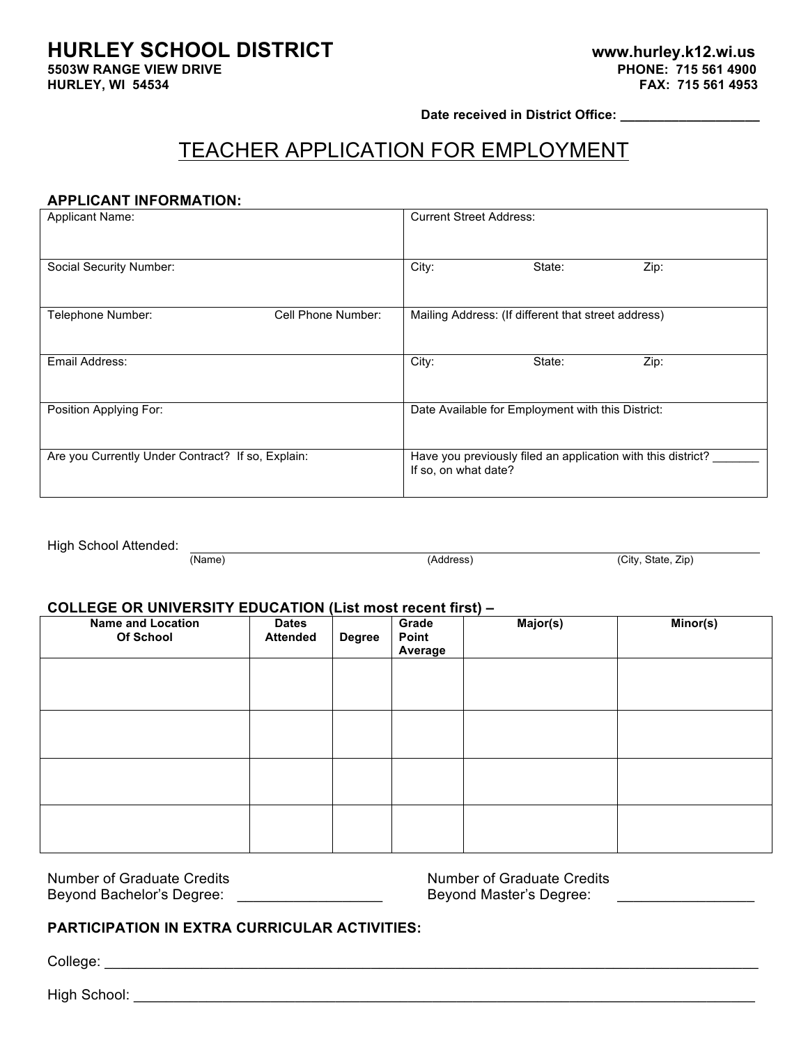# HURLEY SCHOOL DISTRICT

**5503W RANGE VIEW DRIVE**
**HURLEY, WI 54534**

**www.hurley.k12.wi.us**
**PHONE: 715 561 4900**
**FAX: 715 561 4953**

**Date received in District Office: ___________________**

## TEACHER APPLICATION FOR EMPLOYMENT

### APPLICANT INFORMATION:

| | |
|---|---|
| Applicant Name: | Current Street Address: |
| Social Security Number: | City: State: Zip: |
| Telephone Number: Cell Phone Number: | Mailing Address: (If different that street address) |
| Email Address: | City: State: Zip: |
| Position Applying For: | Date Available for Employment with this District: |
| Are you Currently Under Contract? If so, Explain: | Have you previously filed an application with this district? _______ If so, on what date? |

High School Attended: ________________________________________________________________
(Name) (Address) (City, State, Zip)

### COLLEGE OR UNIVERSITY EDUCATION (List most recent first) –

| Name and Location Of School | Dates Attended | Degree | Grade Point Average | Major(s) | Minor(s) |
|---|---|---|---|---|---|
| | | | | | |
| | | | | | |
| | | | | | |
| | | | | | |

Number of Graduate Credits Beyond Bachelor's Degree: __________________

Number of Graduate Credits Beyond Master's Degree: _________________

### PARTICIPATION IN EXTRA CURRICULAR ACTIVITIES:

College: ________________________________________________________________________________

High School: ____________________________________________________________________________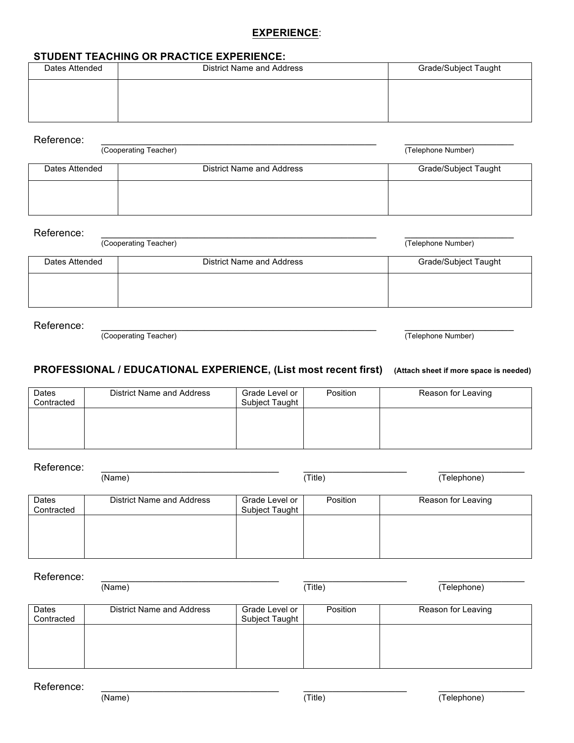## EXPERIENCE:

### STUDENT TEACHING OR PRACTICE EXPERIENCE:

| Dates Attended | District Name and Address | Grade/Subject Taught |
| --- | --- | --- |
| | | |

Reference: ______________________________ (Cooperating Teacher) ______________ (Telephone Number)

| Dates Attended | District Name and Address | Grade/Subject Taught |
| --- | --- | --- |
| | | |

Reference: ______________________________ (Cooperating Teacher) ______________ (Telephone Number)

| Dates Attended | District Name and Address | Grade/Subject Taught |
| --- | --- | --- |
| | | |

Reference: ______________________________ (Cooperating Teacher) ______________ (Telephone Number)

### PROFESSIONAL / EDUCATIONAL EXPERIENCE, (List most recent first) **(Attach sheet if more space is needed)**

| Dates Contracted | District Name and Address | Grade Level or Subject Taught | Position | Reason for Leaving |
| --- | --- | --- | --- | --- |
| | | | | |

Reference: ______________________ (Name) ______________ (Title) ______________ (Telephone)

| Dates Contracted | District Name and Address | Grade Level or Subject Taught | Position | Reason for Leaving |
| --- | --- | --- | --- | --- |
| | | | | |

Reference: ______________________ (Name) ______________ (Title) ______________ (Telephone)

| Dates Contracted | District Name and Address | Grade Level or Subject Taught | Position | Reason for Leaving |
| --- | --- | --- | --- | --- |
| | | | | |

Reference: ______________________ (Name) ______________ (Title) ______________ (Telephone)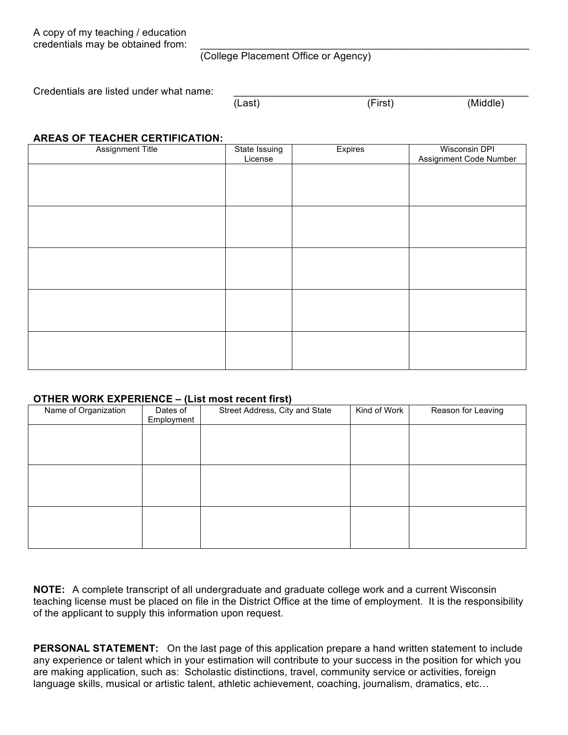A copy of my teaching / education credentials may be obtained from: ____________________________________________
(College Placement Office or Agency)

Credentials are listed under what name: ____________________________________________
(Last) (First) (Middle)

**AREAS OF TEACHER CERTIFICATION:**

| Assignment Title | State Issuing License | Expires | Wisconsin DPI Assignment Code Number |
|---|---|---|---|
| | | | |
| | | | |
| | | | |
| | | | |
| | | | |

**OTHER WORK EXPERIENCE – (List most recent first)**

| Name of Organization | Dates of Employment | Street Address, City and State | Kind of Work | Reason for Leaving |
|---|---|---|---|---|
| | | | | |
| | | | | |
| | | | | |

**NOTE:** A complete transcript of all undergraduate and graduate college work and a current Wisconsin teaching license must be placed on file in the District Office at the time of employment. It is the responsibility of the applicant to supply this information upon request.

**PERSONAL STATEMENT:** On the last page of this application prepare a hand written statement to include any experience or talent which in your estimation will contribute to your success in the position for which you are making application, such as: Scholastic distinctions, travel, community service or activities, foreign language skills, musical or artistic talent, athletic achievement, coaching, journalism, dramatics, etc…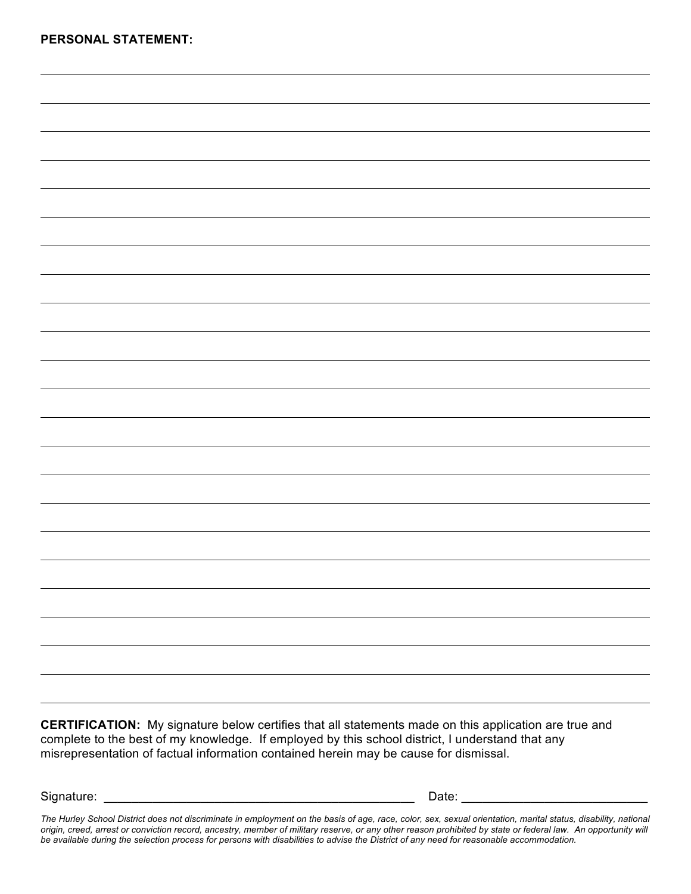**PERSONAL STATEMENT:**

______________________________________________________________________________

______________________________________________________________________________

______________________________________________________________________________

______________________________________________________________________________

______________________________________________________________________________

______________________________________________________________________________

______________________________________________________________________________

______________________________________________________________________________

______________________________________________________________________________

______________________________________________________________________________

______________________________________________________________________________

______________________________________________________________________________

______________________________________________________________________________

______________________________________________________________________________

______________________________________________________________________________

______________________________________________________________________________

______________________________________________________________________________

______________________________________________________________________________

______________________________________________________________________________

______________________________________________________________________________

______________________________________________________________________________

______________________________________________________________________________

______________________________________________________________________________

**CERTIFICATION:** My signature below certifies that all statements made on this application are true and complete to the best of my knowledge. If employed by this school district, I understand that any misrepresentation of factual information contained herein may be cause for dismissal.

Signature: _______________________________________________ Date: ___________________________

*The Hurley School District does not discriminate in employment on the basis of age, race, color, sex, sexual orientation, marital status, disability, national origin, creed, arrest or conviction record, ancestry, member of military reserve, or any other reason prohibited by state or federal law. An opportunity will be available during the selection process for persons with disabilities to advise the District of any need for reasonable accommodation.*